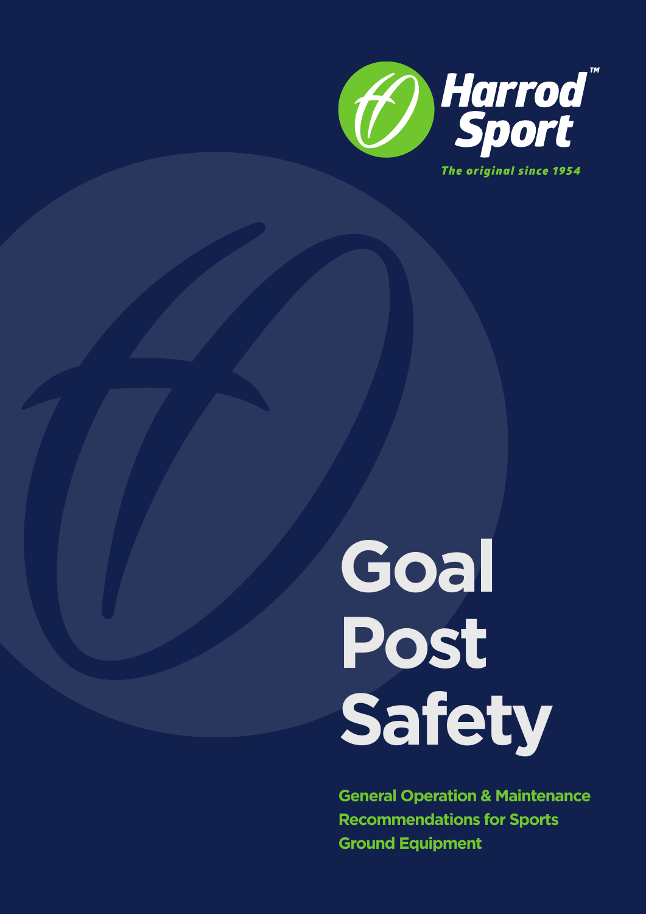Harrod Sport™

*The original since 1954*

# Goal Post Safety

**General Operation & Maintenance Recommendations for Sports Ground Equipment**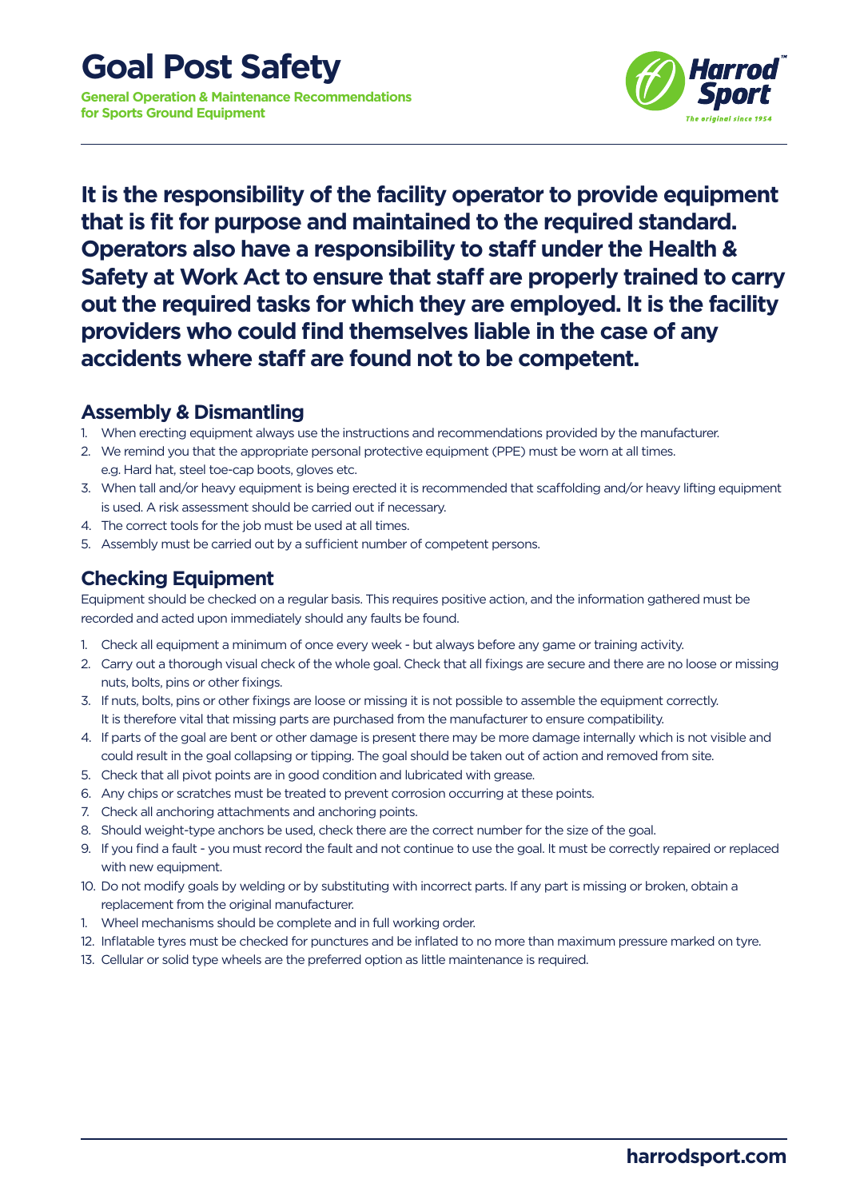# Goal Post Safety

**General Operation & Maintenance Recommendations for Sports Ground Equipment**

**It is the responsibility of the facility operator to provide equipment that is fit for purpose and maintained to the required standard. Operators also have a responsibility to staff under the Health & Safety at Work Act to ensure that staff are properly trained to carry out the required tasks for which they are employed. It is the facility providers who could find themselves liable in the case of any accidents where staff are found not to be competent.**

## Assembly & Dismantling

1. When erecting equipment always use the instructions and recommendations provided by the manufacturer.
2. We remind you that the appropriate personal protective equipment (PPE) must be worn at all times. e.g. Hard hat, steel toe-cap boots, gloves etc.
3. When tall and/or heavy equipment is being erected it is recommended that scaffolding and/or heavy lifting equipment is used. A risk assessment should be carried out if necessary.
4. The correct tools for the job must be used at all times.
5. Assembly must be carried out by a sufficient number of competent persons.

## Checking Equipment

Equipment should be checked on a regular basis. This requires positive action, and the information gathered must be recorded and acted upon immediately should any faults be found.

1. Check all equipment a minimum of once every week - but always before any game or training activity.
2. Carry out a thorough visual check of the whole goal. Check that all fixings are secure and there are no loose or missing nuts, bolts, pins or other fixings.
3. If nuts, bolts, pins or other fixings are loose or missing it is not possible to assemble the equipment correctly. It is therefore vital that missing parts are purchased from the manufacturer to ensure compatibility.
4. If parts of the goal are bent or other damage is present there may be more damage internally which is not visible and could result in the goal collapsing or tipping. The goal should be taken out of action and removed from site.
5. Check that all pivot points are in good condition and lubricated with grease.
6. Any chips or scratches must be treated to prevent corrosion occurring at these points.
7. Check all anchoring attachments and anchoring points.
8. Should weight-type anchors be used, check there are the correct number for the size of the goal.
9. If you find a fault - you must record the fault and not continue to use the goal. It must be correctly repaired or replaced with new equipment.
10. Do not modify goals by welding or by substituting with incorrect parts. If any part is missing or broken, obtain a replacement from the original manufacturer.
11. Wheel mechanisms should be complete and in full working order.
12. Inflatable tyres must be checked for punctures and be inflated to no more than maximum pressure marked on tyre.
13. Cellular or solid type wheels are the preferred option as little maintenance is required.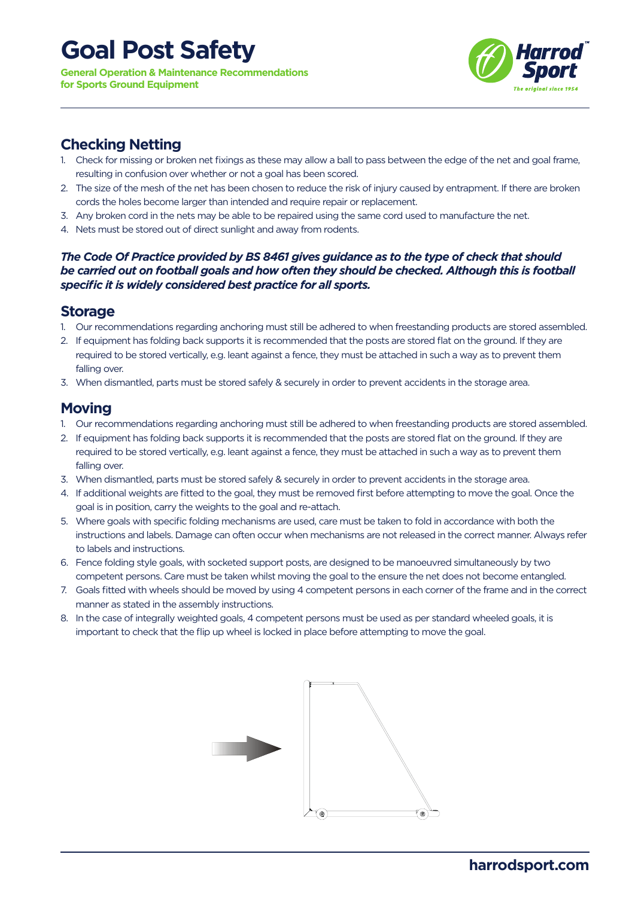# Goal Post Safety

**General Operation & Maintenance Recommendations for Sports Ground Equipment**

## Checking Netting

1. Check for missing or broken net fixings as these may allow a ball to pass between the edge of the net and goal frame, resulting in confusion over whether or not a goal has been scored.
2. The size of the mesh of the net has been chosen to reduce the risk of injury caused by entrapment. If there are broken cords the holes become larger than intended and require repair or replacement.
3. Any broken cord in the nets may be able to be repaired using the same cord used to manufacture the net.
4. Nets must be stored out of direct sunlight and away from rodents.

***The Code Of Practice provided by BS 8461 gives guidance as to the type of check that should be carried out on football goals and how often they should be checked. Although this is football specific it is widely considered best practice for all sports.***

## Storage

1. Our recommendations regarding anchoring must still be adhered to when freestanding products are stored assembled.
2. If equipment has folding back supports it is recommended that the posts are stored flat on the ground. If they are required to be stored vertically, e.g. leant against a fence, they must be attached in such a way as to prevent them falling over.
3. When dismantled, parts must be stored safely & securely in order to prevent accidents in the storage area.

## Moving

1. Our recommendations regarding anchoring must still be adhered to when freestanding products are stored assembled.
2. If equipment has folding back supports it is recommended that the posts are stored flat on the ground. If they are required to be stored vertically, e.g. leant against a fence, they must be attached in such a way as to prevent them falling over.
3. When dismantled, parts must be stored safely & securely in order to prevent accidents in the storage area.
4. If additional weights are fitted to the goal, they must be removed first before attempting to move the goal. Once the goal is in position, carry the weights to the goal and re-attach.
5. Where goals with specific folding mechanisms are used, care must be taken to fold in accordance with both the instructions and labels. Damage can often occur when mechanisms are not released in the correct manner. Always refer to labels and instructions.
6. Fence folding style goals, with socketed support posts, are designed to be manoeuvred simultaneously by two competent persons. Care must be taken whilst moving the goal to the ensure the net does not become entangled.
7. Goals fitted with wheels should be moved by using 4 competent persons in each corner of the frame and in the correct manner as stated in the assembly instructions.
8. In the case of integrally weighted goals, 4 competent persons must be used as per standard wheeled goals, it is important to check that the flip up wheel is locked in place before attempting to move the goal.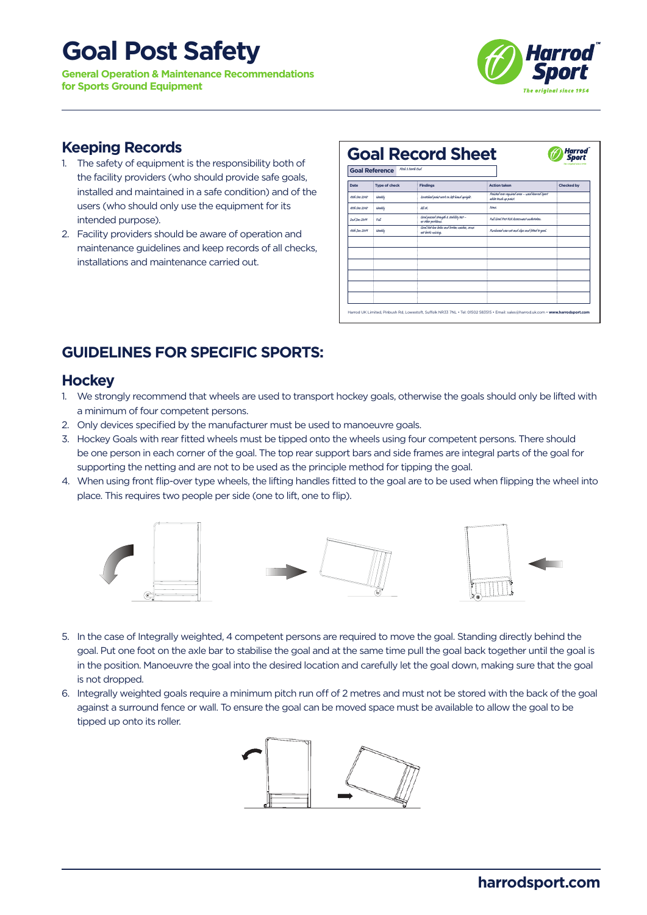# Goal Post Safety

**General Operation & Maintenance Recommendations for Sports Ground Equipment**

## Keeping Records

1. The safety of equipment is the responsibility both of the facility providers (who should provide safe goals, installed and maintained in a safe condition) and of the users (who should only use the equipment for its intended purpose).
2. Facility providers should be aware of operation and maintenance guidelines and keep records of all checks, installations and maintenance carried out.

### Goal Record Sheet

**Goal Reference** Pitch 3 North End

| Date | Type of check | Findings | Action taken | Checked by |
|---|---|---|---|---|
| 10th Dec 2018 | Weekly | Scratched paint work on left hand upright. | Painted over required area – used Harrod Sport white touch up paint. | |
| 17th Dec 2018 | Weekly | All ok. | None. | |
| 2nd Jan 2019 | Full | Goal passed strength & stability test – no other problems. | Full Goal Post Kit Assessment undertaken. | |
| 10th Jan 2019 | Weekly | Goal net has holes and broken meshes, some net hooks missing. | Purchased new net and clips and fitted to goal. | |
| | | | | |
| | | | | |
| | | | | |
| | | | | |
| | | | | |
| | | | | |

Harrod UK Limited, Pinbush Rd, Lowestoft, Suffolk NR33 7NL • Tel: 01502 583515 • Email: sales@harrod.uk.com • www.harrodsport.com

## GUIDELINES FOR SPECIFIC SPORTS:

### Hockey

1. We strongly recommend that wheels are used to transport hockey goals, otherwise the goals should only be lifted with a minimum of four competent persons.
2. Only devices specified by the manufacturer must be used to manoeuvre goals.
3. Hockey Goals with rear fitted wheels must be tipped onto the wheels using four competent persons. There should be one person in each corner of the goal. The top rear support bars and side frames are integral parts of the goal for supporting the netting and are not to be used as the principle method for tipping the goal.
4. When using front flip-over type wheels, the lifting handles fitted to the goal are to be used when flipping the wheel into place. This requires two people per side (one to lift, one to flip).
5. In the case of Integrally weighted, 4 competent persons are required to move the goal. Standing directly behind the goal. Put one foot on the axle bar to stabilise the goal and at the same time pull the goal back together until the goal is in the position. Manoeuvre the goal into the desired location and carefully let the goal down, making sure that the goal is not dropped.
6. Integrally weighted goals require a minimum pitch run off of 2 metres and must not be stored with the back of the goal against a surround fence or wall. To ensure the goal can be moved space must be available to allow the goal to be tipped up onto its roller.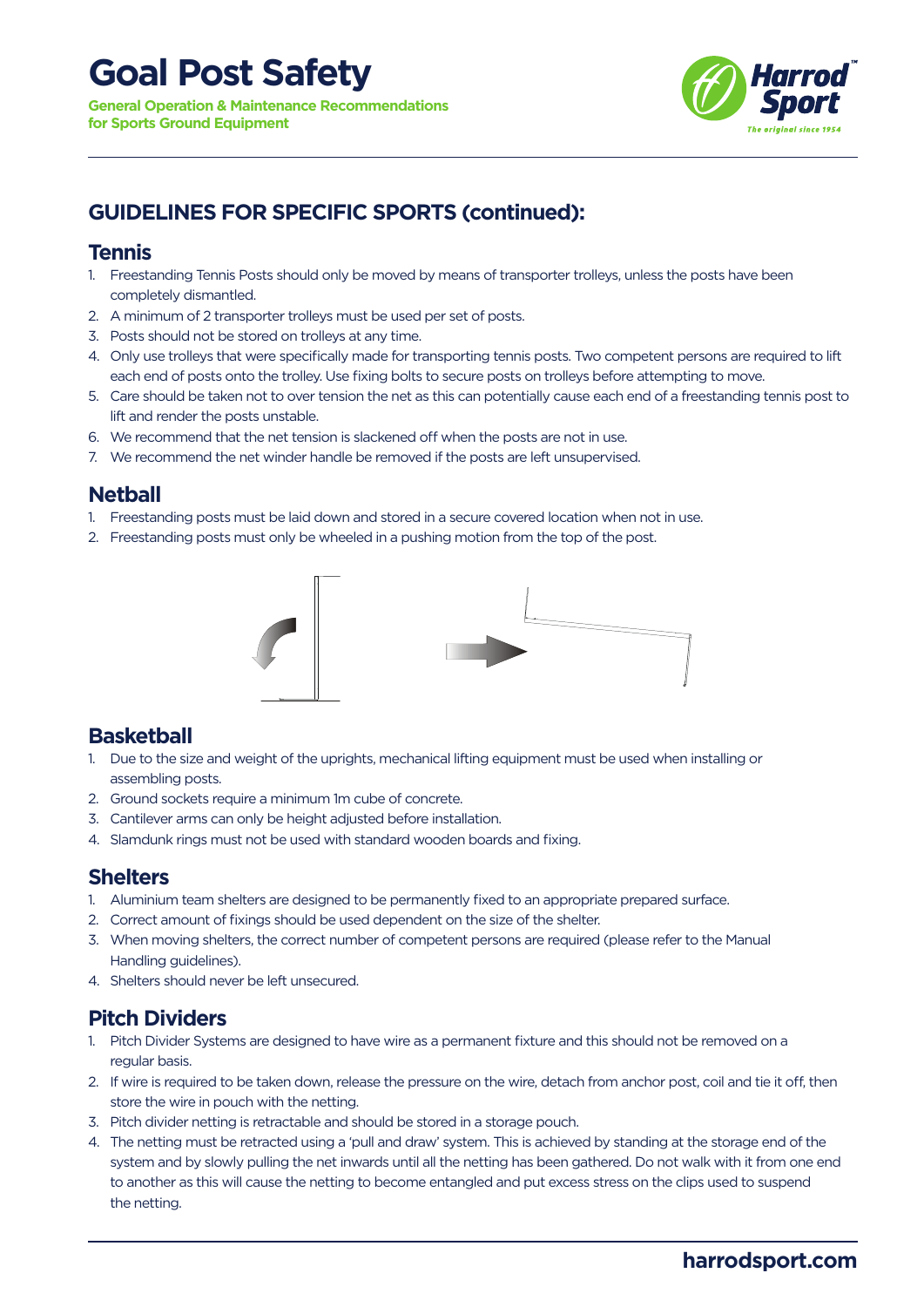# Goal Post Safety

**General Operation & Maintenance Recommendations for Sports Ground Equipment**

## GUIDELINES FOR SPECIFIC SPORTS (continued):

### Tennis

1. Freestanding Tennis Posts should only be moved by means of transporter trolleys, unless the posts have been completely dismantled.
2. A minimum of 2 transporter trolleys must be used per set of posts.
3. Posts should not be stored on trolleys at any time.
4. Only use trolleys that were specifically made for transporting tennis posts. Two competent persons are required to lift each end of posts onto the trolley. Use fixing bolts to secure posts on trolleys before attempting to move.
5. Care should be taken not to over tension the net as this can potentially cause each end of a freestanding tennis post to lift and render the posts unstable.
6. We recommend that the net tension is slackened off when the posts are not in use.
7. We recommend the net winder handle be removed if the posts are left unsupervised.

### Netball

1. Freestanding posts must be laid down and stored in a secure covered location when not in use.
2. Freestanding posts must only be wheeled in a pushing motion from the top of the post.

### Basketball

1. Due to the size and weight of the uprights, mechanical lifting equipment must be used when installing or assembling posts.
2. Ground sockets require a minimum 1m cube of concrete.
3. Cantilever arms can only be height adjusted before installation.
4. Slamdunk rings must not be used with standard wooden boards and fixing.

### Shelters

1. Aluminium team shelters are designed to be permanently fixed to an appropriate prepared surface.
2. Correct amount of fixings should be used dependent on the size of the shelter.
3. When moving shelters, the correct number of competent persons are required (please refer to the Manual Handling guidelines).
4. Shelters should never be left unsecured.

### Pitch Dividers

1. Pitch Divider Systems are designed to have wire as a permanent fixture and this should not be removed on a regular basis.
2. If wire is required to be taken down, release the pressure on the wire, detach from anchor post, coil and tie it off, then store the wire in pouch with the netting.
3. Pitch divider netting is retractable and should be stored in a storage pouch.
4. The netting must be retracted using a 'pull and draw' system. This is achieved by standing at the storage end of the system and by slowly pulling the net inwards until all the netting has been gathered. Do not walk with it from one end to another as this will cause the netting to become entangled and put excess stress on the clips used to suspend the netting.

harrodsport.com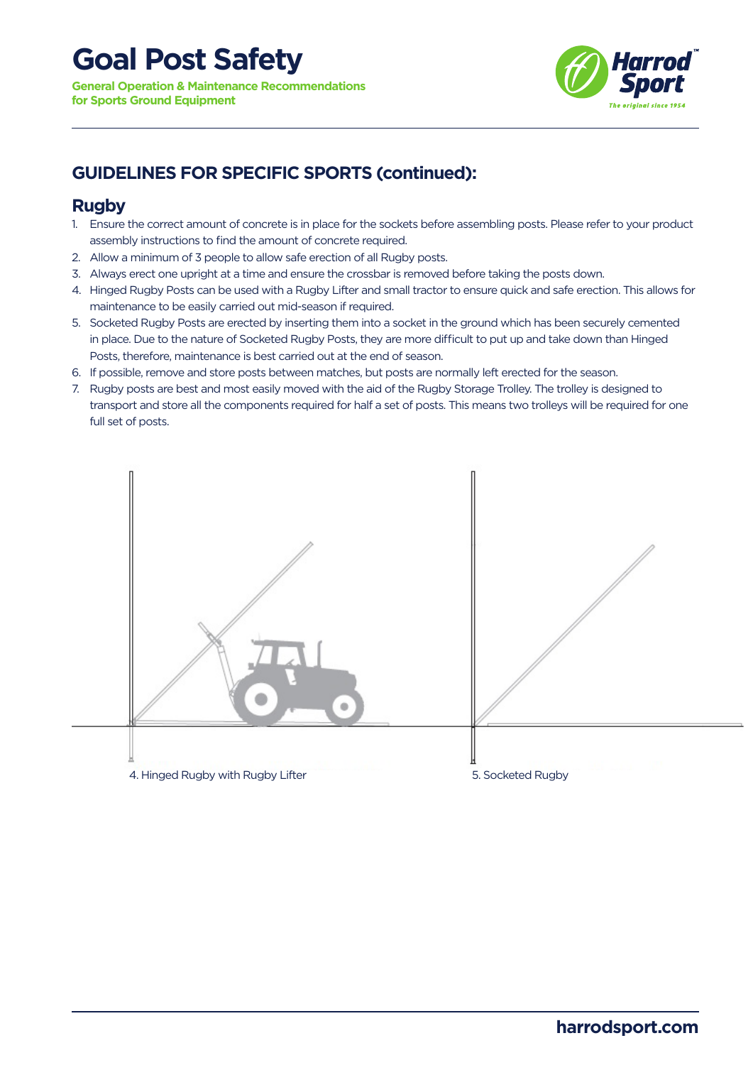# Goal Post Safety

**General Operation & Maintenance Recommendations for Sports Ground Equipment**

## GUIDELINES FOR SPECIFIC SPORTS (continued):

### Rugby

1. Ensure the correct amount of concrete is in place for the sockets before assembling posts. Please refer to your product assembly instructions to find the amount of concrete required.
2. Allow a minimum of 3 people to allow safe erection of all Rugby posts.
3. Always erect one upright at a time and ensure the crossbar is removed before taking the posts down.
4. Hinged Rugby Posts can be used with a Rugby Lifter and small tractor to ensure quick and safe erection. This allows for maintenance to be easily carried out mid-season if required.
5. Socketed Rugby Posts are erected by inserting them into a socket in the ground which has been securely cemented in place. Due to the nature of Socketed Rugby Posts, they are more difficult to put up and take down than Hinged Posts, therefore, maintenance is best carried out at the end of season.
6. If possible, remove and store posts between matches, but posts are normally left erected for the season.
7. Rugby posts are best and most easily moved with the aid of the Rugby Storage Trolley. The trolley is designed to transport and store all the components required for half a set of posts. This means two trolleys will be required for one full set of posts.

4. Hinged Rugby with Rugby Lifter

5. Socketed Rugby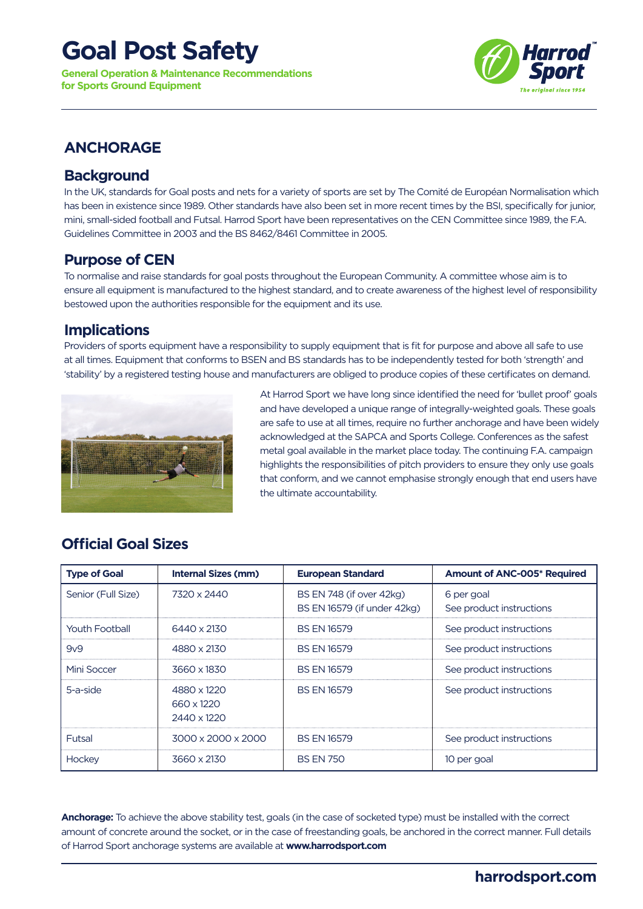# Goal Post Safety

**General Operation & Maintenance Recommendations for Sports Ground Equipment**

## ANCHORAGE

### Background

In the UK, standards for Goal posts and nets for a variety of sports are set by The Comité de Européan Normalisation which has been in existence since 1989. Other standards have also been set in more recent times by the BSI, specifically for junior, mini, small-sided football and Futsal. Harrod Sport have been representatives on the CEN Committee since 1989, the F.A. Guidelines Committee in 2003 and the BS 8462/8461 Committee in 2005.

### Purpose of CEN

To normalise and raise standards for goal posts throughout the European Community. A committee whose aim is to ensure all equipment is manufactured to the highest standard, and to create awareness of the highest level of responsibility bestowed upon the authorities responsible for the equipment and its use.

### Implications

Providers of sports equipment have a responsibility to supply equipment that is fit for purpose and above all safe to use at all times. Equipment that conforms to BSEN and BS standards has to be independently tested for both 'strength' and 'stability' by a registered testing house and manufacturers are obliged to produce copies of these certificates on demand.

At Harrod Sport we have long since identified the need for 'bullet proof' goals and have developed a unique range of integrally-weighted goals. These goals are safe to use at all times, require no further anchorage and have been widely acknowledged at the SAPCA and Sports College. Conferences as the safest metal goal available in the market place today. The continuing F.A. campaign highlights the responsibilities of pitch providers to ensure they only use goals that conform, and we cannot emphasise strongly enough that end users have the ultimate accountability.

## Official Goal Sizes

| Type of Goal | Internal Sizes (mm) | European Standard | Amount of ANC-005* Required |
|---|---|---|---|
| Senior (Full Size) | 7320 x 2440 | BS EN 748 (if over 42kg)<br>BS EN 16579 (if under 42kg) | 6 per goal<br>See product instructions |
| Youth Football | 6440 x 2130 | BS EN 16579 | See product instructions |
| 9v9 | 4880 x 2130 | BS EN 16579 | See product instructions |
| Mini Soccer | 3660 x 1830 | BS EN 16579 | See product instructions |
| 5-a-side | 4880 x 1220<br>660 x 1220<br>2440 x 1220 | BS EN 16579 | See product instructions |
| Futsal | 3000 x 2000 x 2000 | BS EN 16579 | See product instructions |
| Hockey | 3660 x 2130 | BS EN 750 | 10 per goal |

**Anchorage:** To achieve the above stability test, goals (in the case of socketed type) must be installed with the correct amount of concrete around the socket, or in the case of freestanding goals, be anchored in the correct manner. Full details of Harrod Sport anchorage systems are available at **www.harrodsport.com**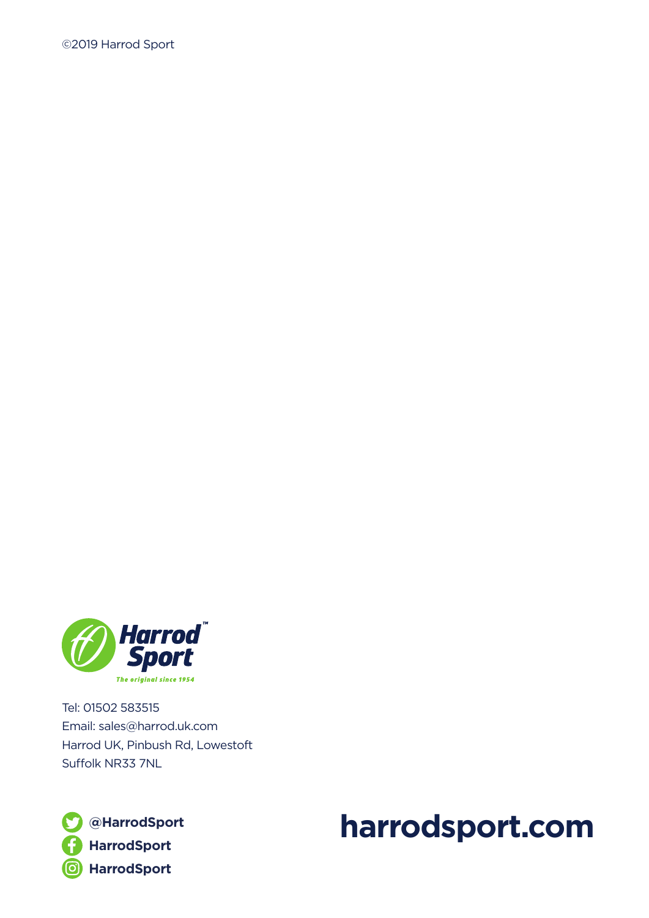©2019 Harrod Sport

Harrod Sport

The original since 1954

Tel: 01502 583515
Email: sales@harrod.uk.com
Harrod UK, Pinbush Rd, Lowestoft
Suffolk NR33 7NL

**@HarrodSport**
**HarrodSport**
**HarrodSport**

**harrodsport.com**